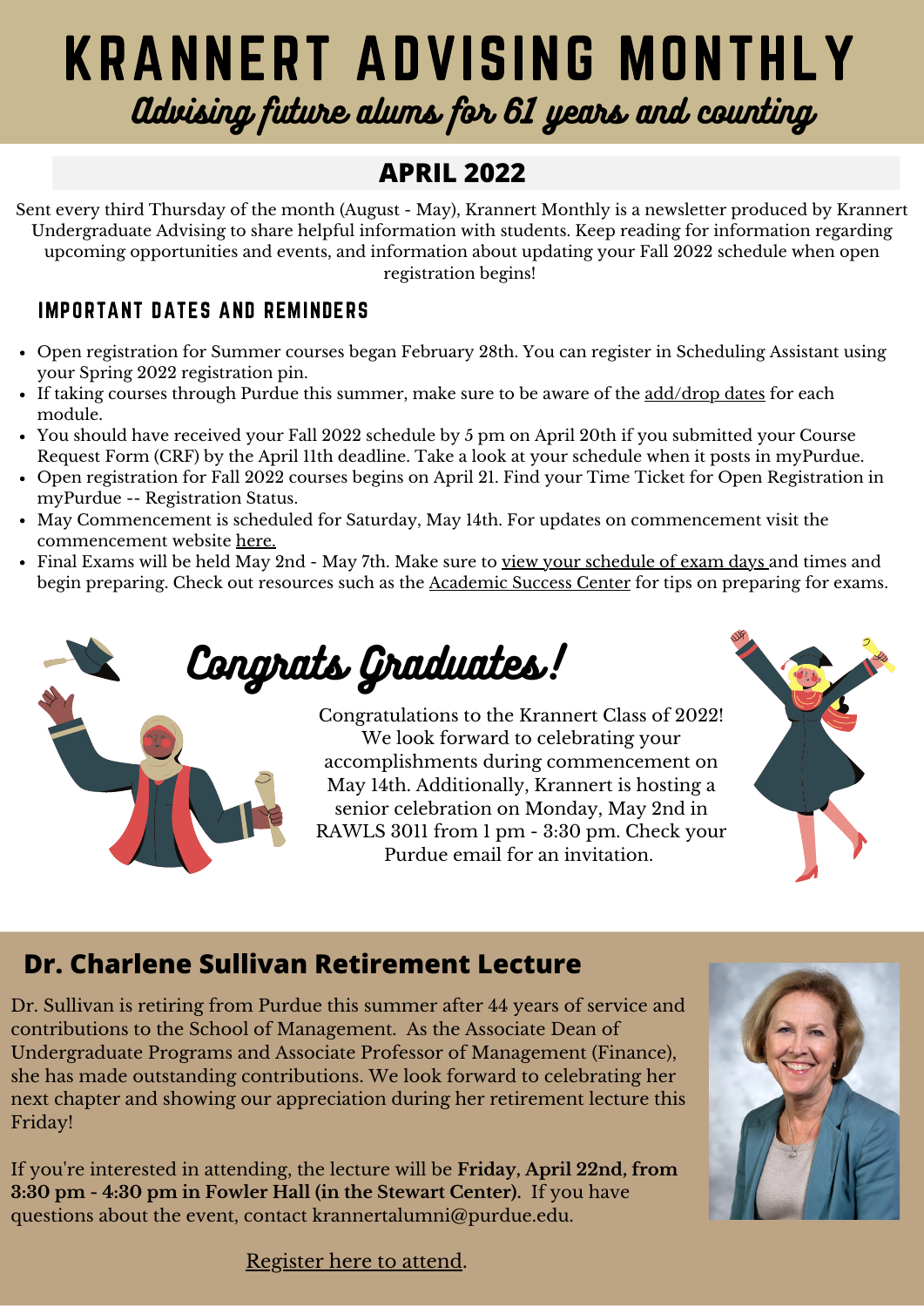# KRANNERT ADVISING MONTHLY

*Advising future alums for 61 years and counting*

## APRIL 2022

Sent every third Thursday of the month (August - May), Krannert Monthly is a newsletter produced by Krannert Undergraduate Advising to share helpful information with students. Keep reading for information regarding upcoming opportunities and events, and information about updating your Fall 2022 schedule when open registration begins!

### IMPORTANT DATES AND REMINDERS

- Open registration for Summer courses began February 28th. You can register in Scheduling Assistant using your Spring 2022 registration pin.
- If taking courses through Purdue this summer, make sure to be aware of the add/drop dates for each module.
- You should have received your Fall 2022 schedule by 5 pm on April 20th if you submitted your Course Request Form (CRF) by the April 11th deadline. Take a look at your schedule when it posts in myPurdue.
- Open registration for Fall 2022 courses begins on April 21. Find your Time Ticket for Open Registration in myPurdue -- Registration Status.
- May Commencement is scheduled for Saturday, May 14th. For updates on commencement visit the commencement website here.
- Final Exams will be held May 2nd - May 7th. Make sure to view your schedule of exam days and times and begin preparing. Check out resources such as the Academic Success Center for tips on preparing for exams.

## Congrats Graduates!

Congratulations to the Krannert Class of 2022! We look forward to celebrating your accomplishments during commencement on May 14th. Additionally, Krannert is hosting a senior celebration on Monday, May 2nd in RAWLS 3011 from 1 pm - 3:30 pm. Check your Purdue email for an invitation.

## Dr. Charlene Sullivan Retirement Lecture

Dr. Sullivan is retiring from Purdue this summer after 44 years of service and contributions to the School of Management. As the Associate Dean of Undergraduate Programs and Associate Professor of Management (Finance), she has made outstanding contributions. We look forward to celebrating her next chapter and showing our appreciation during her retirement lecture this Friday!

If you're interested in attending, the lecture will be **Friday, April 22nd, from 3:30 pm - 4:30 pm in Fowler Hall (in the Stewart Center).** If you have questions about the event, contact krannertalumni@purdue.edu.

Register here to attend.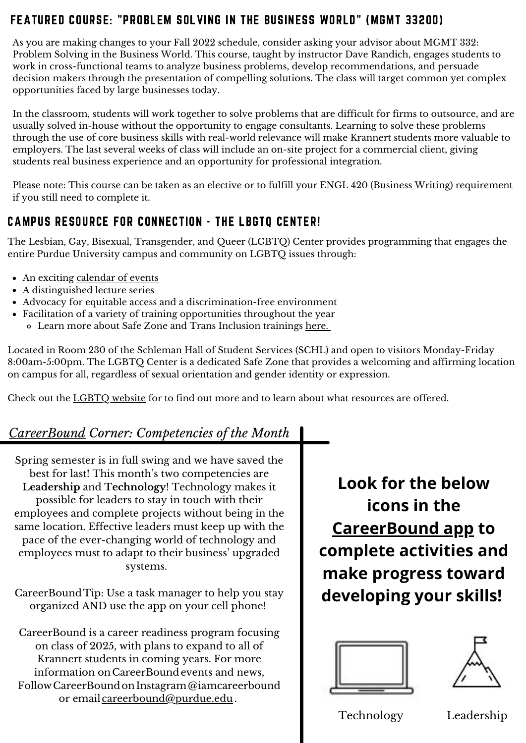## FEATURED COURSE: "PROBLEM SOLVING IN THE BUSINESS WORLD" (MGMT 33200)

As you are making changes to your Fall 2022 schedule, consider asking your advisor about MGMT 332: Problem Solving in the Business World. This course, taught by instructor Dave Randich, engages students to work in cross-functional teams to analyze business problems, develop recommendations, and persuade decision makers through the presentation of compelling solutions. The class will target common yet complex opportunities faced by large businesses today.

In the classroom, students will work together to solve problems that are difficult for firms to outsource, and are usually solved in-house without the opportunity to engage consultants. Learning to solve these problems through the use of core business skills with real-world relevance will make Krannert students more valuable to employers. The last several weeks of class will include an on-site project for a commercial client, giving students real business experience and an opportunity for professional integration.

Please note: This course can be taken as an elective or to fulfill your ENGL 420 (Business Writing) requirement if you still need to complete it.

## CAMPUS RESOURCE FOR CONNECTION - THE LBGTQ CENTER!

The Lesbian, Gay, Bisexual, Transgender, and Queer (LGBTQ) Center provides programming that engages the entire Purdue University campus and community on LGBTQ issues through:

- An exciting calendar of events
- A distinguished lecture series
- Advocacy for equitable access and a discrimination-free environment
- Facilitation of a variety of training opportunities throughout the year
  - Learn more about Safe Zone and Trans Inclusion trainings here.

Located in Room 230 of the Schleman Hall of Student Services (SCHL) and open to visitors Monday-Friday 8:00am-5:00pm. The LGBTQ Center is a dedicated Safe Zone that provides a welcoming and affirming location on campus for all, regardless of sexual orientation and gender identity or expression.

Check out the LGBTQ website for to find out more and to learn about what resources are offered.

## *CareerBound Corner: Competencies of the Month*

Spring semester is in full swing and we have saved the best for last! This month's two competencies are **Leadership** and **Technology**! Technology makes it possible for leaders to stay in touch with their employees and complete projects without being in the same location. Effective leaders must keep up with the pace of the ever-changing world of technology and employees must to adapt to their business' upgraded systems.

CareerBound Tip: Use a task manager to help you stay organized AND use the app on your cell phone!

CareerBound is a career readiness program focusing on class of 2025, with plans to expand to all of Krannert students in coming years. For more information on CareerBound events and news, Follow CareerBound on Instagram @iamcareerbound or email careerbound@purdue.edu.

**Look for the below icons in the CareerBound app to complete activities and make progress toward developing your skills!**

Technology

Leadership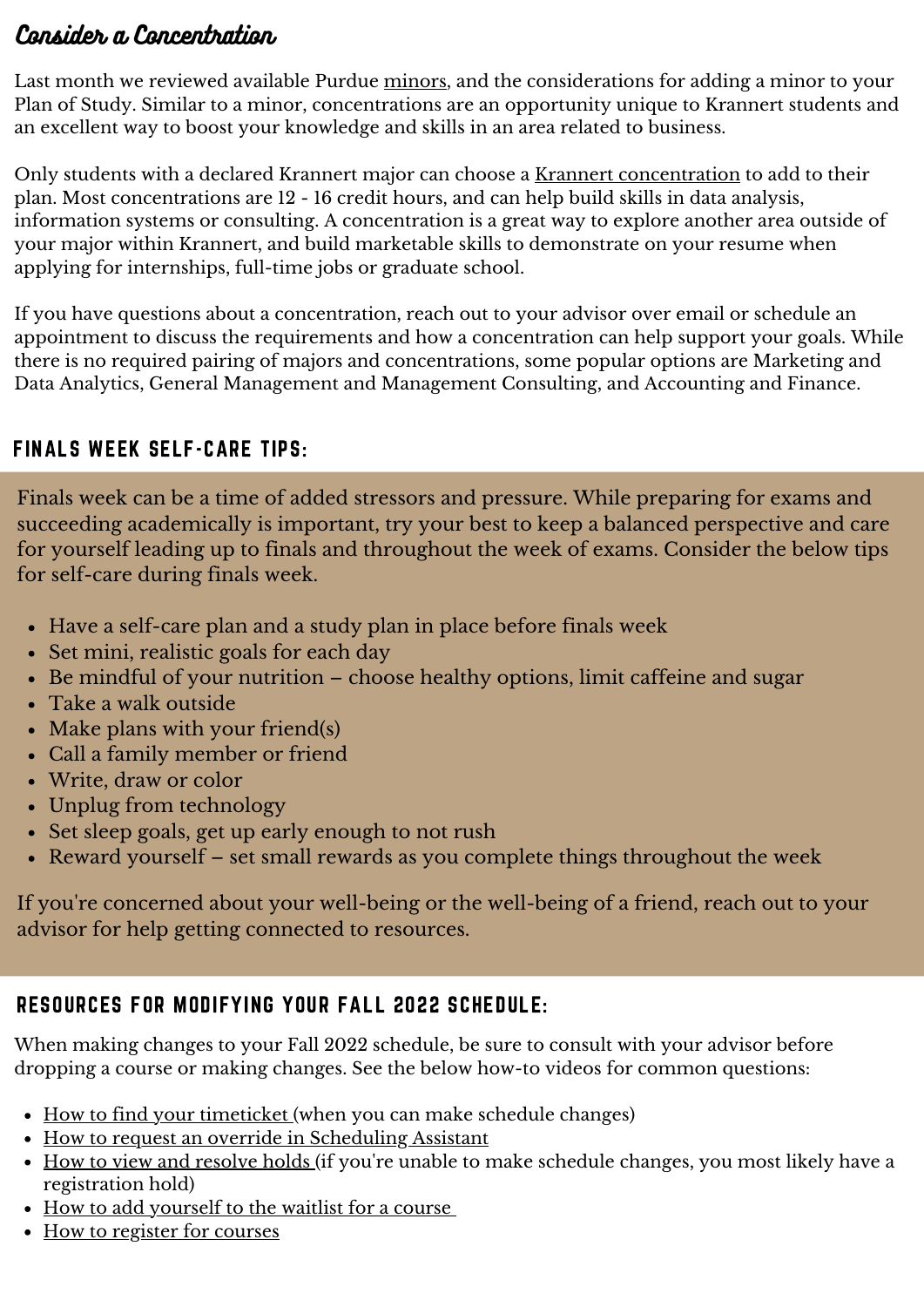## Consider a Concentration

Last month we reviewed available Purdue minors, and the considerations for adding a minor to your Plan of Study. Similar to a minor, concentrations are an opportunity unique to Krannert students and an excellent way to boost your knowledge and skills in an area related to business.

Only students with a declared Krannert major can choose a Krannert concentration to add to their plan. Most concentrations are 12 - 16 credit hours, and can help build skills in data analysis, information systems or consulting. A concentration is a great way to explore another area outside of your major within Krannert, and build marketable skills to demonstrate on your resume when applying for internships, full-time jobs or graduate school.

If you have questions about a concentration, reach out to your advisor over email or schedule an appointment to discuss the requirements and how a concentration can help support your goals. While there is no required pairing of majors and concentrations, some popular options are Marketing and Data Analytics, General Management and Management Consulting, and Accounting and Finance.

## FINALS WEEK SELF-CARE TIPS:

Finals week can be a time of added stressors and pressure. While preparing for exams and succeeding academically is important, try your best to keep a balanced perspective and care for yourself leading up to finals and throughout the week of exams. Consider the below tips for self-care during finals week.

- Have a self-care plan and a study plan in place before finals week
- Set mini, realistic goals for each day
- Be mindful of your nutrition – choose healthy options, limit caffeine and sugar
- Take a walk outside
- Make plans with your friend(s)
- Call a family member or friend
- Write, draw or color
- Unplug from technology
- Set sleep goals, get up early enough to not rush
- Reward yourself – set small rewards as you complete things throughout the week

If you're concerned about your well-being or the well-being of a friend, reach out to your advisor for help getting connected to resources.

## RESOURCES FOR MODIFYING YOUR FALL 2022 SCHEDULE:

When making changes to your Fall 2022 schedule, be sure to consult with your advisor before dropping a course or making changes. See the below how-to videos for common questions:

- How to find your timeticket (when you can make schedule changes)
- How to request an override in Scheduling Assistant
- How to view and resolve holds (if you're unable to make schedule changes, you most likely have a registration hold)
- How to add yourself to the waitlist for a course
- How to register for courses